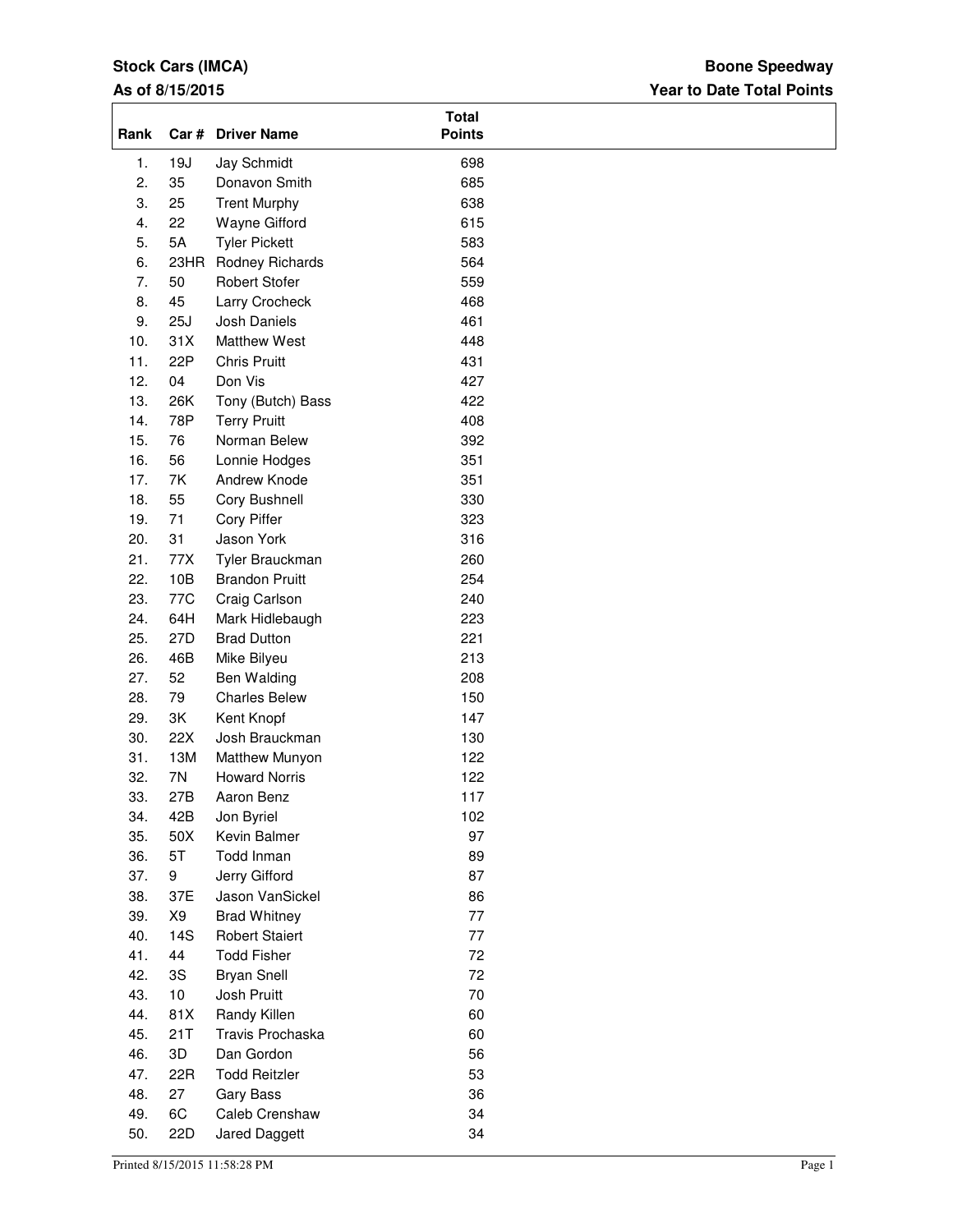**Stock Cars (IMCA)**
**As of 8/15/2015**

**Boone Speedway**
**Year to Date Total Points**

| Rank | Car # | Driver Name | Total Points |
|---|---|---|---|
| 1. | 19J | Jay Schmidt | 698 |
| 2. | 35 | Donavon Smith | 685 |
| 3. | 25 | Trent Murphy | 638 |
| 4. | 22 | Wayne Gifford | 615 |
| 5. | 5A | Tyler Pickett | 583 |
| 6. | 23HR | Rodney Richards | 564 |
| 7. | 50 | Robert Stofer | 559 |
| 8. | 45 | Larry Crocheck | 468 |
| 9. | 25J | Josh Daniels | 461 |
| 10. | 31X | Matthew West | 448 |
| 11. | 22P | Chris Pruitt | 431 |
| 12. | 04 | Don Vis | 427 |
| 13. | 26K | Tony (Butch) Bass | 422 |
| 14. | 78P | Terry Pruitt | 408 |
| 15. | 76 | Norman Belew | 392 |
| 16. | 56 | Lonnie Hodges | 351 |
| 17. | 7K | Andrew Knode | 351 |
| 18. | 55 | Cory Bushnell | 330 |
| 19. | 71 | Cory Piffer | 323 |
| 20. | 31 | Jason York | 316 |
| 21. | 77X | Tyler Brauckman | 260 |
| 22. | 10B | Brandon Pruitt | 254 |
| 23. | 77C | Craig Carlson | 240 |
| 24. | 64H | Mark Hidlebaugh | 223 |
| 25. | 27D | Brad Dutton | 221 |
| 26. | 46B | Mike Bilyeu | 213 |
| 27. | 52 | Ben Walding | 208 |
| 28. | 79 | Charles Belew | 150 |
| 29. | 3K | Kent Knopf | 147 |
| 30. | 22X | Josh Brauckman | 130 |
| 31. | 13M | Matthew Munyon | 122 |
| 32. | 7N | Howard Norris | 122 |
| 33. | 27B | Aaron Benz | 117 |
| 34. | 42B | Jon Byriel | 102 |
| 35. | 50X | Kevin Balmer | 97 |
| 36. | 5T | Todd Inman | 89 |
| 37. | 9 | Jerry Gifford | 87 |
| 38. | 37E | Jason VanSickel | 86 |
| 39. | X9 | Brad Whitney | 77 |
| 40. | 14S | Robert Staiert | 77 |
| 41. | 44 | Todd Fisher | 72 |
| 42. | 3S | Bryan Snell | 72 |
| 43. | 10 | Josh Pruitt | 70 |
| 44. | 81X | Randy Killen | 60 |
| 45. | 21T | Travis Prochaska | 60 |
| 46. | 3D | Dan Gordon | 56 |
| 47. | 22R | Todd Reitzler | 53 |
| 48. | 27 | Gary Bass | 36 |
| 49. | 6C | Caleb Crenshaw | 34 |
| 50. | 22D | Jared Daggett | 34 |

Printed 8/15/2015 11:58:28 PM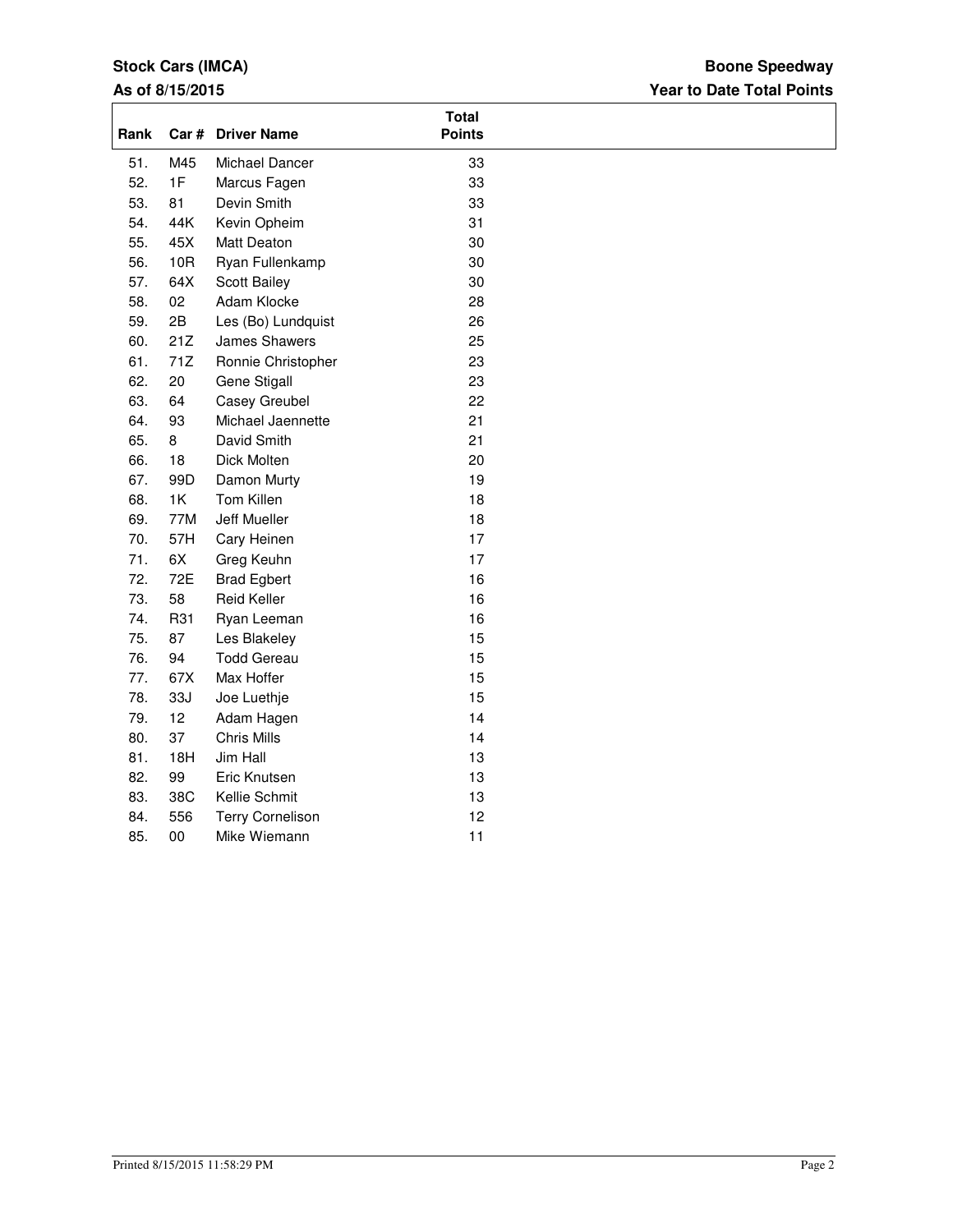**Stock Cars (IMCA)**

**As of 8/15/2015**

**Boone Speedway**

**Year to Date Total Points**

| Rank | Car # | Driver Name | Total Points |
|---|---|---|---|
| 51. | M45 | Michael Dancer | 33 |
| 52. | 1F | Marcus Fagen | 33 |
| 53. | 81 | Devin Smith | 33 |
| 54. | 44K | Kevin Opheim | 31 |
| 55. | 45X | Matt Deaton | 30 |
| 56. | 10R | Ryan Fullenkamp | 30 |
| 57. | 64X | Scott Bailey | 30 |
| 58. | 02 | Adam Klocke | 28 |
| 59. | 2B | Les (Bo) Lundquist | 26 |
| 60. | 21Z | James Shawers | 25 |
| 61. | 71Z | Ronnie Christopher | 23 |
| 62. | 20 | Gene Stigall | 23 |
| 63. | 64 | Casey Greubel | 22 |
| 64. | 93 | Michael Jaennette | 21 |
| 65. | 8 | David Smith | 21 |
| 66. | 18 | Dick Molten | 20 |
| 67. | 99D | Damon Murty | 19 |
| 68. | 1K | Tom Killen | 18 |
| 69. | 77M | Jeff Mueller | 18 |
| 70. | 57H | Cary Heinen | 17 |
| 71. | 6X | Greg Keuhn | 17 |
| 72. | 72E | Brad Egbert | 16 |
| 73. | 58 | Reid Keller | 16 |
| 74. | R31 | Ryan Leeman | 16 |
| 75. | 87 | Les Blakeley | 15 |
| 76. | 94 | Todd Gereau | 15 |
| 77. | 67X | Max Hoffer | 15 |
| 78. | 33J | Joe Luethje | 15 |
| 79. | 12 | Adam Hagen | 14 |
| 80. | 37 | Chris Mills | 14 |
| 81. | 18H | Jim Hall | 13 |
| 82. | 99 | Eric Knutsen | 13 |
| 83. | 38C | Kellie Schmit | 13 |
| 84. | 556 | Terry Cornelison | 12 |
| 85. | 00 | Mike Wiemann | 11 |

Printed 8/15/2015 11:58:29 PM